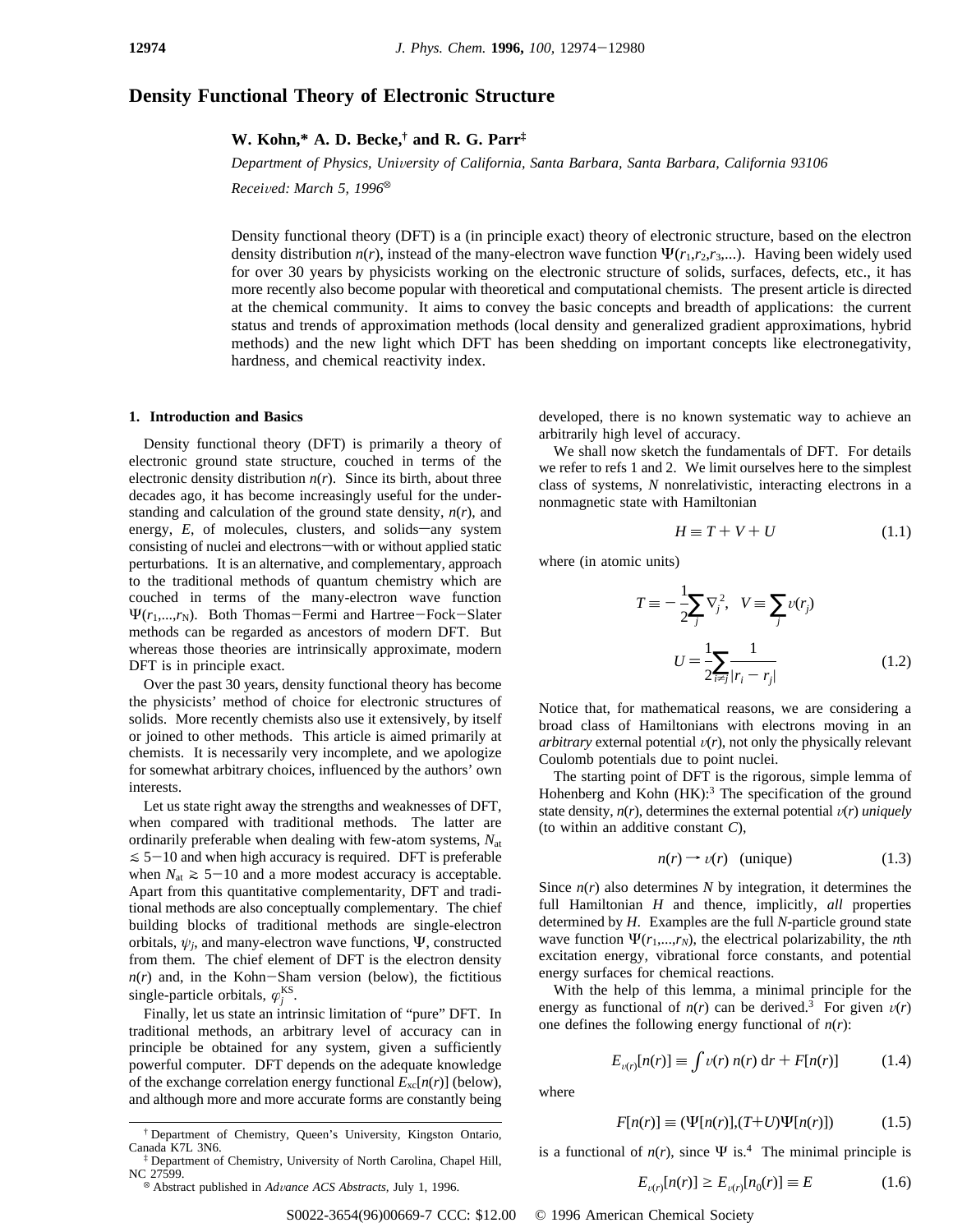# Density Functional Theory of Electronic Structure

**W. Kohn,* A. D. Becke,† and R. G. Parr‡**

*Department of Physics, University of California, Santa Barbara, Santa Barbara, California 93106*

*Received: March 5, 1996*⊗

Density functional theory (DFT) is a (in principle exact) theory of electronic structure, based on the electron density distribution $n(r)$, instead of the many-electron wave function $\Psi(r_1,r_2,r_3,...)$. Having been widely used for over 30 years by physicists working on the electronic structure of solids, surfaces, defects, etc., it has more recently also become popular with theoretical and computational chemists. The present article is directed at the chemical community. It aims to convey the basic concepts and breadth of applications: the current status and trends of approximation methods (local density and generalized gradient approximations, hybrid methods) and the new light which DFT has been shedding on important concepts like electronegativity, hardness, and chemical reactivity index.

## 1. Introduction and Basics

Density functional theory (DFT) is primarily a theory of electronic ground state structure, couched in terms of the electronic density distribution $n(r)$. Since its birth, about three decades ago, it has become increasingly useful for the understanding and calculation of the ground state density, $n(r)$, and energy, $E$, of molecules, clusters, and solids—any system consisting of nuclei and electrons—with or without applied static perturbations. It is an alternative, and complementary, approach to the traditional methods of quantum chemistry which are couched in terms of the many-electron wave function $\Psi(r_1,...,r_N)$. Both Thomas–Fermi and Hartree–Fock–Slater methods can be regarded as ancestors of modern DFT. But whereas those theories are intrinsically approximate, modern DFT is in principle exact.

Over the past 30 years, density functional theory has become the physicists' method of choice for electronic structures of solids. More recently chemists also use it extensively, by itself or joined to other methods. This article is aimed primarily at chemists. It is necessarily very incomplete, and we apologize for somewhat arbitrary choices, influenced by the authors' own interests.

Let us state right away the strengths and weaknesses of DFT, when compared with traditional methods. The latter are ordinarily preferable when dealing with few-atom systems, $N_{at} \lesssim 5-10$ and when high accuracy is required. DFT is preferable when $N_{at} \gtrsim 5-10$ and a more modest accuracy is acceptable. Apart from this quantitative complementarity, DFT and traditional methods are also conceptually complementary. The chief building blocks of traditional methods are single-electron orbitals, $\psi_j$, and many-electron wave functions, $\Psi$, constructed from them. The chief element of DFT is the electron density $n(r)$ and, in the Kohn–Sham version (below), the fictitious single-particle orbitals, $\varphi_j^{KS}$.

Finally, let us state an intrinsic limitation of "pure" DFT. In traditional methods, an arbitrary level of accuracy can in principle be obtained for any system, given a sufficiently powerful computer. DFT depends on the adequate knowledge of the exchange correlation energy functional $E_{xc}[n(r)]$ (below), and although more and more accurate forms are constantly being developed, there is no known systematic way to achieve an arbitrarily high level of accuracy.

We shall now sketch the fundamentals of DFT. For details we refer to refs 1 and 2. We limit ourselves here to the simplest class of systems, $N$ nonrelativistic, interacting electrons in a nonmagnetic state with Hamiltonian

$$H \equiv T + V + U \tag{1.1}$$

where (in atomic units)

$$T \equiv -\frac{1}{2}\sum_j \nabla_j^2, \quad V \equiv \sum_j v(r_j)$$

$$U = \frac{1}{2}\sum_{i \neq j} \frac{1}{|r_i - r_j|} \tag{1.2}$$

Notice that, for mathematical reasons, we are considering a broad class of Hamiltonians with electrons moving in an *arbitrary* external potential $v(r)$, not only the physically relevant Coulomb potentials due to point nuclei.

The starting point of DFT is the rigorous, simple lemma of Hohenberg and Kohn (HK):[3] The specification of the ground state density, $n(r)$, determines the external potential $v(r)$ *uniquely* (to within an additive constant $C$),

$$n(r) \rightarrow v(r) \quad \text{(unique)} \tag{1.3}$$

Since $n(r)$ also determines $N$ by integration, it determines the full Hamiltonian $H$ and thence, implicitly, *all* properties determined by $H$. Examples are the full $N$-particle ground state wave function $\Psi(r_1,...,r_N)$, the electrical polarizability, the $n$th excitation energy, vibrational force constants, and potential energy surfaces for chemical reactions.

With the help of this lemma, a minimal principle for the energy as functional of $n(r)$ can be derived.[3] For given $v(r)$ one defines the following energy functional of $n(r)$:

$$E_{v(r)}[n(r)] \equiv \int v(r)\, n(r)\, dr + F[n(r)] \tag{1.4}$$

where

$$F[n(r)] \equiv (\Psi[n(r)],(T+U)\Psi[n(r)]) \tag{1.5}$$

is a functional of $n(r)$, since $\Psi$ is.[4] The minimal principle is

$$E_{v(r)}[n(r)] \geq E_{v(r)}[n_0(r)] \equiv E \tag{1.6}$$

---

† Department of Chemistry, Queen's University, Kingston Ontario, Canada K7L 3N6.

‡ Department of Chemistry, University of North Carolina, Chapel Hill, NC 27599.

⊗ Abstract published in *Advance ACS Abstracts,* July 1, 1996.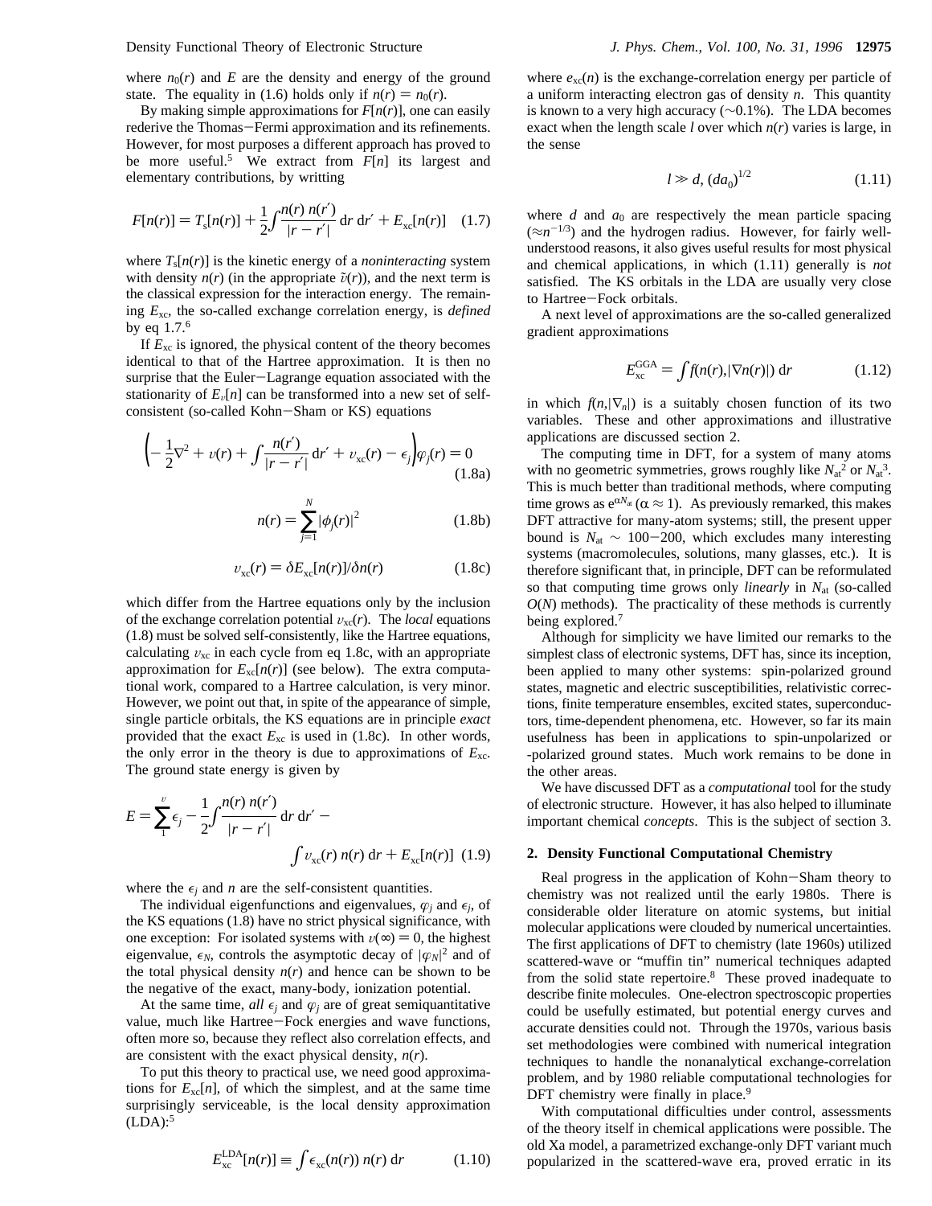where $n_0(r)$ and $E$ are the density and energy of the ground state. The equality in (1.6) holds only if $n(r) = n_0(r)$.

By making simple approximations for $F[n(r)]$, one can easily rederive the Thomas–Fermi approximation and its refinements. However, for most purposes a different approach has proved to be more useful.[5] We extract from $F[n]$ its largest and elementary contributions, by writting

$$F[n(r)] = T_s[n(r)] + \frac{1}{2}\int \frac{n(r)\, n(r')}{|r - r'|}\, \mathrm{d}r\, \mathrm{d}r' + E_{xc}[n(r)] \quad (1.7)$$

where $T_s[n(r)]$ is the kinetic energy of a *noninteracting* system with density $n(r)$ (in the appropriate $\tilde{v}(r)$), and the next term is the classical expression for the interaction energy. The remaining $E_{xc}$, the so-called exchange correlation energy, is *defined* by eq 1.7.[6]

If $E_{xc}$ is ignored, the physical content of the theory becomes identical to that of the Hartree approximation. It is then no surprise that the Euler–Lagrange equation associated with the stationarity of $E_v[n]$ can be transformed into a new set of self-consistent (so-called Kohn–Sham or KS) equations

$$\left(-\frac{1}{2}\nabla^2 + v(r) + \int \frac{n(r')}{|r - r'|}\, \mathrm{d}r' + v_{xc}(r) - \epsilon_j\right)\varphi_j(r) = 0 \quad (1.8a)$$

$$n(r) = \sum_{j=1}^{N} |\phi_j(r)|^2 \quad (1.8b)$$

$$v_{xc}(r) = \delta E_{xc}[n(r)]/\delta n(r) \quad (1.8c)$$

which differ from the Hartree equations only by the inclusion of the exchange correlation potential $v_{xc}(r)$. The *local* equations (1.8) must be solved self-consistently, like the Hartree equations, calculating $v_{xc}$ in each cycle from eq 1.8c, with an appropriate approximation for $E_{xc}[n(r)]$ (see below). The extra computational work, compared to a Hartree calculation, is very minor. However, we point out that, in spite of the appearance of simple, single particle orbitals, the KS equations are in principle *exact* provided that the exact $E_{xc}$ is used in (1.8c). In other words, the only error in the theory is due to approximations of $E_{xc}$. The ground state energy is given by

$$E = \sum_{1}^{v} \epsilon_j - \frac{1}{2}\int \frac{n(r)\, n(r')}{|r - r'|}\, \mathrm{d}r\, \mathrm{d}r' - \int v_{xc}(r)\, n(r)\, \mathrm{d}r + E_{xc}[n(r)] \quad (1.9)$$

where the $\epsilon_j$ and $n$ are the self-consistent quantities.

The individual eigenfunctions and eigenvalues, $\varphi_j$ and $\epsilon_j$, of the KS equations (1.8) have no strict physical significance, with one exception: For isolated systems with $v(\infty) = 0$, the highest eigenvalue, $\epsilon_N$, controls the asymptotic decay of $|\varphi_N|^2$ and of the total physical density $n(r)$ and hence can be shown to be the negative of the exact, many-body, ionization potential.

At the same time, *all* $\epsilon_j$ and $\varphi_j$ are of great semiquantitative value, much like Hartree–Fock energies and wave functions, often more so, because they reflect also correlation effects, and are consistent with the exact physical density, $n(r)$.

To put this theory to practical use, we need good approximations for $E_{xc}[n]$, of which the simplest, and at the same time surprisingly serviceable, is the local density approximation (LDA):[5]

$$E_{xc}^{\mathrm{LDA}}[n(r)] \equiv \int \epsilon_{xc}(n(r))\, n(r)\, \mathrm{d}r \quad (1.10)$$

where $e_{xc}(n)$ is the exchange-correlation energy per particle of a uniform interacting electron gas of density $n$. This quantity is known to a very high accuracy (~0.1%). The LDA becomes exact when the length scale $l$ over which $n(r)$ varies is large, in the sense

$$l \gg d, (da_0)^{1/2} \quad (1.11)$$

where $d$ and $a_0$ are respectively the mean particle spacing ($\approx n^{-1/3}$) and the hydrogen radius. However, for fairly well-understood reasons, it also gives useful results for most physical and chemical applications, in which (1.11) generally is *not* satisfied. The KS orbitals in the LDA are usually very close to Hartree–Fock orbitals.

A next level of approximations are the so-called generalized gradient approximations

$$E_{xc}^{\mathrm{GGA}} = \int f(n(r), |\nabla n(r)|)\, \mathrm{d}r \quad (1.12)$$

in which $f(n,|\nabla_n|)$ is a suitably chosen function of its two variables. These and other approximations and illustrative applications are discussed section 2.

The computing time in DFT, for a system of many atoms with no geometric symmetries, grows roughly like $N_{at}^2$ or $N_{at}^3$. This is much better than traditional methods, where computing time grows as $e^{\alpha N_{at}}$ ($\alpha \approx 1$). As previously remarked, this makes DFT attractive for many-atom systems; still, the present upper bound is $N_{at} \sim 100-200$, which excludes many interesting systems (macromolecules, solutions, many glasses, etc.). It is therefore significant that, in principle, DFT can be reformulated so that computing time grows only *linearly* in $N_{at}$ (so-called $O(N)$ methods). The practicality of these methods is currently being explored.[7]

Although for simplicity we have limited our remarks to the simplest class of electronic systems, DFT has, since its inception, been applied to many other systems: spin-polarized ground states, magnetic and electric susceptibilities, relativistic corrections, finite temperature ensembles, excited states, superconductors, time-dependent phenomena, etc. However, so far its main usefulness has been in applications to spin-unpolarized or -polarized ground states. Much work remains to be done in the other areas.

We have discussed DFT as a *computational* tool for the study of electronic structure. However, it has also helped to illuminate important chemical *concepts*. This is the subject of section 3.

## 2. Density Functional Computational Chemistry

Real progress in the application of Kohn–Sham theory to chemistry was not realized until the early 1980s. There is considerable older literature on atomic systems, but initial molecular applications were clouded by numerical uncertainties. The first applications of DFT to chemistry (late 1960s) utilized scattered-wave or "muffin tin" numerical techniques adapted from the solid state repertoire.[8] These proved inadequate to describe finite molecules. One-electron spectroscopic properties could be usefully estimated, but potential energy curves and accurate densities could not. Through the 1970s, various basis set methodologies were combined with numerical integration techniques to handle the nonanalytical exchange-correlation problem, and by 1980 reliable computational technologies for DFT chemistry were finally in place.[9]

With computational difficulties under control, assessments of the theory itself in chemical applications were possible. The old Xa model, a parametrized exchange-only DFT variant much popularized in the scattered-wave era, proved erratic in its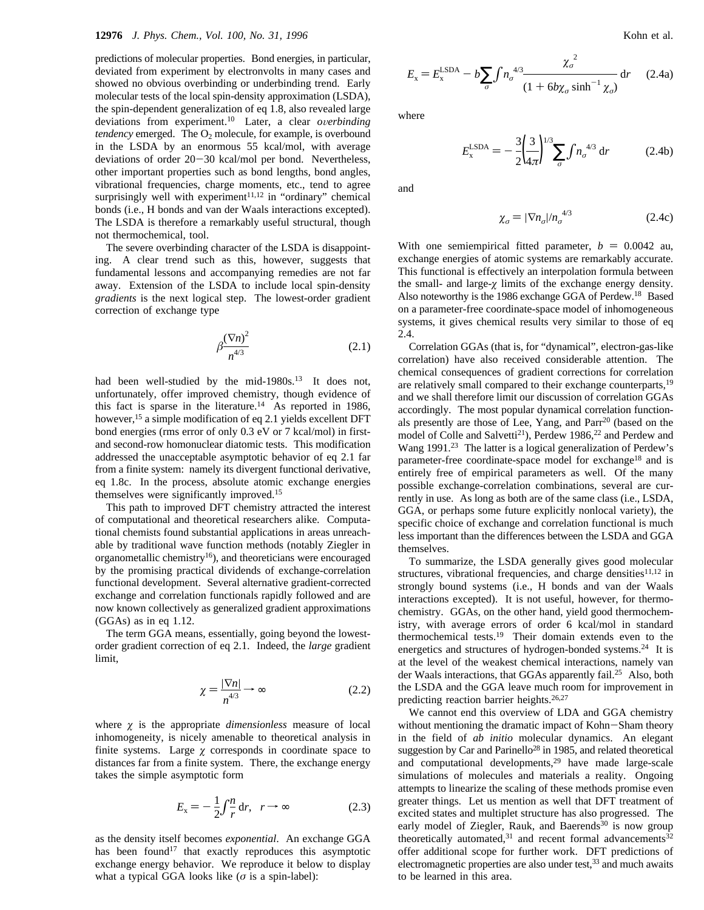predictions of molecular properties. Bond energies, in particular, deviated from experiment by electronvolts in many cases and showed no obvious overbinding or underbinding trend. Early molecular tests of the local spin-density approximation (LSDA), the spin-dependent generalization of eq 1.8, also revealed large deviations from experiment.[10] Later, a clear *overbinding tendency* emerged. The $O_2$ molecule, for example, is overbound in the LSDA by an enormous 55 kcal/mol, with average deviations of order 20−30 kcal/mol per bond. Nevertheless, other important properties such as bond lengths, bond angles, vibrational frequencies, charge moments, etc., tend to agree surprisingly well with experiment[11,12] in "ordinary" chemical bonds (i.e., H bonds and van der Waals interactions excepted). The LSDA is therefore a remarkably useful structural, though not thermochemical, tool.

The severe overbinding character of the LSDA is disappointing. A clear trend such as this, however, suggests that fundamental lessons and accompanying remedies are not far away. Extension of the LSDA to include local spin-density *gradients* is the next logical step. The lowest-order gradient correction of exchange type

$$\beta \frac{(\nabla n)^2}{n^{4/3}} \tag{2.1}$$

had been well-studied by the mid-1980s.[13] It does not, unfortunately, offer improved chemistry, though evidence of this fact is sparse in the literature.[14] As reported in 1986, however,[15] a simple modification of eq 2.1 yields excellent DFT bond energies (rms error of only 0.3 eV or 7 kcal/mol) in first- and second-row homonuclear diatomic tests. This modification addressed the unacceptable asymptotic behavior of eq 2.1 far from a finite system: namely its divergent functional derivative, eq 1.8c. In the process, absolute atomic exchange energies themselves were significantly improved.[15]

This path to improved DFT chemistry attracted the interest of computational and theoretical researchers alike. Computational chemists found substantial applications in areas unreachable by traditional wave function methods (notably Ziegler in organometallic chemistry[16]), and theoreticians were encouraged by the promising practical dividends of exchange-correlation functional development. Several alternative gradient-corrected exchange and correlation functionals rapidly followed and are now known collectively as generalized gradient approximations (GGAs) as in eq 1.12.

The term GGA means, essentially, going beyond the lowest-order gradient correction of eq 2.1. Indeed, the *large* gradient limit,

$$\chi = \frac{|\nabla n|}{n^{4/3}} \rightarrow \infty \tag{2.2}$$

where $\chi$ is the appropriate *dimensionless* measure of local inhomogeneity, is nicely amenable to theoretical analysis in finite systems. Large $\chi$ corresponds in coordinate space to distances far from a finite system. There, the exchange energy takes the simple asymptotic form

$$E_x = -\frac{1}{2}\int \frac{n}{r}\, \mathrm{d}r, \quad r \rightarrow \infty \tag{2.3}$$

as the density itself becomes *exponential*. An exchange GGA has been found[17] that exactly reproduces this asymptotic exchange energy behavior. We reproduce it below to display what a typical GGA looks like ($\sigma$ is a spin-label):

$$E_x = E_x^{\mathrm{LSDA}} - b\sum_\sigma \int n_\sigma^{4/3} \frac{\chi_\sigma^{\,2}}{(1 + 6b\chi_\sigma \sinh^{-1}\chi_\sigma)}\, \mathrm{d}r \tag{2.4a}$$

where

$$E_x^{\mathrm{LSDA}} = -\frac{3}{2}\left(\frac{3}{4\pi}\right)^{1/3} \sum_\sigma \int n_\sigma^{\,4/3}\, \mathrm{d}r \tag{2.4b}$$

and

$$\chi_\sigma = |\nabla n_\sigma| / n_\sigma^{\,4/3} \tag{2.4c}$$

With one semiempirical fitted parameter, $b = 0.0042$ au, exchange energies of atomic systems are remarkably accurate. This functional is effectively an interpolation formula between the small- and large-$\chi$ limits of the exchange energy density. Also noteworthy is the 1986 exchange GGA of Perdew.[18] Based on a parameter-free coordinate-space model of inhomogeneous systems, it gives chemical results very similar to those of eq 2.4.

Correlation GGAs (that is, for "dynamical", electron-gas-like correlation) have also received considerable attention. The chemical consequences of gradient corrections for correlation are relatively small compared to their exchange counterparts,[19] and we shall therefore limit our discussion of correlation GGAs accordingly. The most popular dynamical correlation functionals presently are those of Lee, Yang, and Parr[20] (based on the model of Colle and Salvetti[21]), Perdew 1986,[22] and Perdew and Wang 1991.[23] The latter is a logical generalization of Perdew's parameter-free coordinate-space model for exchange[18] and is entirely free of empirical parameters as well. Of the many possible exchange-correlation combinations, several are currently in use. As long as both are of the same class (i.e., LSDA, GGA, or perhaps some future explicitly nonlocal variety), the specific choice of exchange and correlation functional is much less important than the differences between the LSDA and GGA themselves.

To summarize, the LSDA generally gives good molecular structures, vibrational frequencies, and charge densities[11,12] in strongly bound systems (i.e., H bonds and van der Waals interactions excepted). It is not useful, however, for thermochemistry. GGAs, on the other hand, yield good thermochemistry, with average errors of order 6 kcal/mol in standard thermochemical tests.[19] Their domain extends even to the energetics and structures of hydrogen-bonded systems.[24] It is at the level of the weakest chemical interactions, namely van der Waals interactions, that GGAs apparently fail.[25] Also, both the LSDA and the GGA leave much room for improvement in predicting reaction barrier heights.[26,27]

We cannot end this overview of LDA and GGA chemistry without mentioning the dramatic impact of Kohn−Sham theory in the field of *ab initio* molecular dynamics. An elegant suggestion by Car and Parinello[28] in 1985, and related theoretical and computational developments,[29] have made large-scale simulations of molecules and materials a reality. Ongoing attempts to linearize the scaling of these methods promise even greater things. Let us mention as well that DFT treatment of excited states and multiplet structure has also progressed. The early model of Ziegler, Rauk, and Baerends[30] is now group theoretically automated,[31] and recent formal advancements[32] offer additional scope for further work. DFT predictions of electromagnetic properties are also under test,[33] and much awaits to be learned in this area.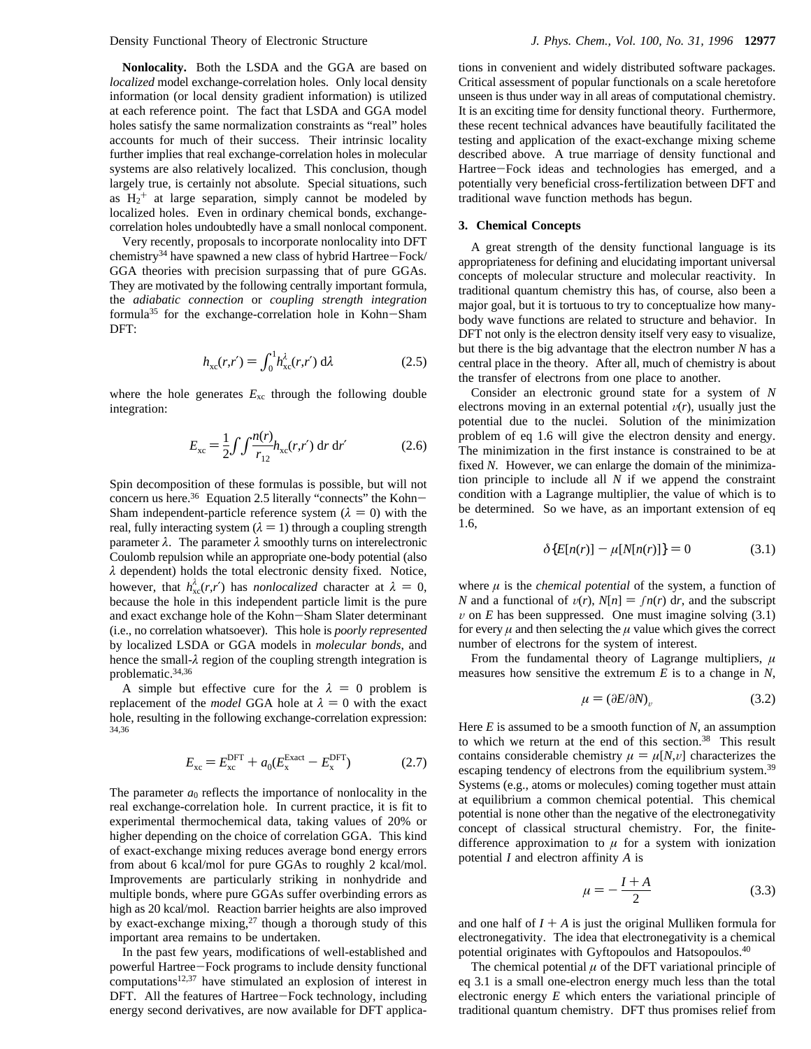**Nonlocality.** Both the LSDA and the GGA are based on *localized* model exchange-correlation holes. Only local density information (or local density gradient information) is utilized at each reference point. The fact that LSDA and GGA model holes satisfy the same normalization constraints as "real" holes accounts for much of their success. Their intrinsic locality further implies that real exchange-correlation holes in molecular systems are also relatively localized. This conclusion, though largely true, is certainly not absolute. Special situations, such as $H_2^+$ at large separation, simply cannot be modeled by localized holes. Even in ordinary chemical bonds, exchange-correlation holes undoubtedly have a small nonlocal component.

Very recently, proposals to incorporate nonlocality into DFT chemistry[34] have spawned a new class of hybrid Hartree–Fock/GGA theories with precision surpassing that of pure GGAs. They are motivated by the following centrally important formula, the *adiabatic connection* or *coupling strength integration* formula[35] for the exchange-correlation hole in Kohn–Sham DFT:

$$h_{xc}(r,r') = \int_0^1 h_{xc}^{\lambda}(r,r')\, d\lambda \tag{2.5}$$

where the hole generates $E_{xc}$ through the following double integration:

$$E_{xc} = \frac{1}{2}\int\int \frac{n(r)}{r_{12}} h_{xc}(r,r')\, dr\, dr' \tag{2.6}$$

Spin decomposition of these formulas is possible, but will not concern us here.[36] Equation 2.5 literally "connects" the Kohn–Sham independent-particle reference system ($\lambda = 0$) with the real, fully interacting system ($\lambda = 1$) through a coupling strength parameter $\lambda$. The parameter $\lambda$ smoothly turns on interelectronic Coulomb repulsion while an appropriate one-body potential (also $\lambda$ dependent) holds the total electronic density fixed. Notice, however, that $h_{xc}^{\lambda}(r,r')$ has *nonlocalized* character at $\lambda = 0$, because the hole in this independent particle limit is the pure and exact exchange hole of the Kohn–Sham Slater determinant (i.e., no correlation whatsoever). This hole is *poorly represented* by localized LSDA or GGA models in *molecular bonds*, and hence the small-$\lambda$ region of the coupling strength integration is problematic.[34,36]

A simple but effective cure for the $\lambda = 0$ problem is replacement of the *model* GGA hole at $\lambda = 0$ with the exact hole, resulting in the following exchange-correlation expression:[34,36]

$$E_{xc} = E_{xc}^{DFT} + a_0(E_x^{Exact} - E_x^{DFT}) \tag{2.7}$$

The parameter $a_0$ reflects the importance of nonlocality in the real exchange-correlation hole. In current practice, it is fit to experimental thermochemical data, taking values of 20% or higher depending on the choice of correlation GGA. This kind of exact-exchange mixing reduces average bond energy errors from about 6 kcal/mol for pure GGAs to roughly 2 kcal/mol. Improvements are particularly striking in nonhydride and multiple bonds, where pure GGAs suffer overbinding errors as high as 20 kcal/mol. Reaction barrier heights are also improved by exact-exchange mixing,[27] though a thorough study of this important area remains to be undertaken.

In the past few years, modifications of well-established and powerful Hartree–Fock programs to include density functional computations[12,37] have stimulated an explosion of interest in DFT. All the features of Hartree–Fock technology, including energy second derivatives, are now available for DFT applications in convenient and widely distributed software packages. Critical assessment of popular functionals on a scale heretofore unseen is thus under way in all areas of computational chemistry. It is an exciting time for density functional theory. Furthermore, these recent technical advances have beautifully facilitated the testing and application of the exact-exchange mixing scheme described above. A true marriage of density functional and Hartree–Fock ideas and technologies has emerged, and a potentially very beneficial cross-fertilization between DFT and traditional wave function methods has begun.

## 3. Chemical Concepts

A great strength of the density functional language is its appropriateness for defining and elucidating important universal concepts of molecular structure and molecular reactivity. In traditional quantum chemistry this has, of course, also been a major goal, but it is tortuous to try to conceptualize how many-body wave functions are related to structure and behavior. In DFT not only is the electron density itself very easy to visualize, but there is the big advantage that the electron number $N$ has a central place in the theory. After all, much of chemistry is about the transfer of electrons from one place to another.

Consider an electronic ground state for a system of $N$ electrons moving in an external potential $v(r)$, usually just the potential due to the nuclei. Solution of the minimization problem of eq 1.6 will give the electron density and energy. The minimization in the first instance is constrained to be at fixed $N$. However, we can enlarge the domain of the minimization principle to include all $N$ if we append the constraint condition with a Lagrange multiplier, the value of which is to be determined. So we have, as an important extension of eq 1.6,

$$\delta\{E[n(r)] - \mu[N[n(r)]]\} = 0 \tag{3.1}$$

where $\mu$ is the *chemical potential* of the system, a function of $N$ and a functional of $v(r)$, $N[n] = \int n(r)\, dr$, and the subscript $v$ on $E$ has been suppressed. One must imagine solving (3.1) for every $\mu$ and then selecting the $\mu$ value which gives the correct number of electrons for the system of interest.

From the fundamental theory of Lagrange multipliers, $\mu$ measures how sensitive the extremum $E$ is to a change in $N$,

$$\mu = (\partial E/\partial N)_v \tag{3.2}$$

Here $E$ is assumed to be a smooth function of $N$, an assumption to which we return at the end of this section.[38] This result contains considerable chemistry $\mu = \mu[N,v]$ characterizes the escaping tendency of electrons from the equilibrium system.[39] Systems (e.g., atoms or molecules) coming together must attain at equilibrium a common chemical potential. This chemical potential is none other than the negative of the electronegativity concept of classical structural chemistry. For, the finite-difference approximation to $\mu$ for a system with ionization potential $I$ and electron affinity $A$ is

$$\mu = -\frac{I + A}{2} \tag{3.3}$$

and one half of $I + A$ is just the original Mulliken formula for electronegativity. The idea that electronegativity is a chemical potential originates with Gyftopoulos and Hatsopoulos.[40]

The chemical potential $\mu$ of the DFT variational principle of eq 3.1 is a small one-electron energy much less than the total electronic energy $E$ which enters the variational principle of traditional quantum chemistry. DFT thus promises relief from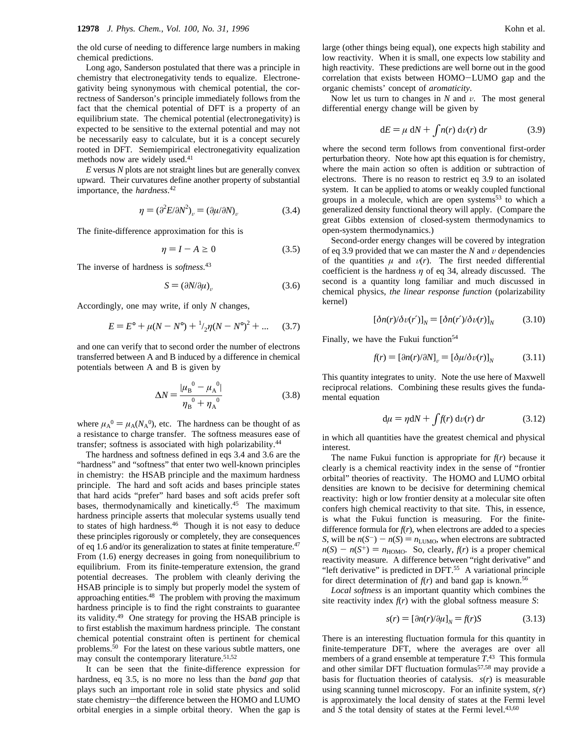the old curse of needing to difference large numbers in making chemical predictions.

Long ago, Sanderson postulated that there was a principle in chemistry that electronegativity tends to equalize. Electronegativity being synonymous with chemical potential, the correctness of Sanderson's principle immediately follows from the fact that the chemical potential of DFT is a property of an equilibrium state. The chemical potential (electronegativity) is expected to be sensitive to the external potential and may not be necessarily easy to calculate, but it is a concept securely rooted in DFT. Semiempirical electronegativity equalization methods now are widely used.[41]

$E$ versus $N$ plots are not straight lines but are generally convex upward. Their curvatures define another property of substantial importance, the *hardness*.[42]

$$\eta = (\partial^2 E/\partial N^2)_v = (\partial\mu/\partial N)_v \tag{3.4}$$

The finite-difference approximation for this is

$$\eta = I - A \geq 0 \tag{3.5}$$

The inverse of hardness is *softness*.[43]

$$S = (\partial N/\partial\mu)_v \tag{3.6}$$

Accordingly, one may write, if only $N$ changes,

$$E = E^\circ + \mu(N - N^\circ) + {}^1/_2\eta(N - N^\circ)^2 + ... \tag{3.7}$$

and one can verify that to second order the number of electrons transferred between A and B induced by a difference in chemical potentials between A and B is given by

$$\Delta N = \frac{|\mu_B{}^0 - \mu_A{}^0|}{\eta_B{}^0 + \eta_A{}^0} \tag{3.8}$$

where $\mu_A{}^0 = \mu_A(N_A{}^0)$, etc. The hardness can be thought of as a resistance to charge transfer. The softness measures ease of transfer; softness is associated with high polarizability.[44]

The hardness and softness defined in eqs 3.4 and 3.6 are the "hardness" and "softness" that enter two well-known principles in chemistry: the HSAB principle and the maximum hardness principle. The hard and soft acids and bases principle states that hard acids "prefer" hard bases and soft acids prefer soft bases, thermodynamically and kinetically.[45] The maximum hardness principle asserts that molecular systems usually tend to states of high hardness.[46] Though it is not easy to deduce these principles rigorously or completely, they are consequences of eq 1.6 and/or its generalization to states at finite temperature.[47] From (1.6) energy decreases in going from nonequilibrium to equilibrium. From its finite-temperature extension, the grand potential decreases. The problem with cleanly deriving the HSAB principle is to simply but properly model the system of approaching entities.[48] The problem with proving the maximum hardness principle is to find the right constraints to guarantee its validity.[49] One strategy for proving the HSAB principle is to first establish the maximum hardness principle. The constant chemical potential constraint often is pertinent for chemical problems.[50] For the latest on these various subtle matters, one may consult the contemporary literature.[51,52]

It can be seen that the finite-difference expression for hardness, eq 3.5, is no more no less than the *band gap* that plays such an important role in solid state physics and solid state chemistry—the difference between the HOMO and LUMO orbital energies in a simple orbital theory. When the gap is large (other things being equal), one expects high stability and low reactivity. When it is small, one expects low stability and high reactivity. These predictions are well borne out in the good correlation that exists between HOMO–LUMO gap and the organic chemists' concept of *aromaticity*.

Now let us turn to changes in $N$ and $v$. The most general differential energy change will be given by

$$dE = \mu\, dN + \int n(r)\, dv(r)\, dr \tag{3.9}$$

where the second term follows from conventional first-order perturbation theory. Note how apt this equation is for chemistry, where the main action so often is addition or subtraction of electrons. There is no reason to restrict eq 3.9 to an isolated system. It can be applied to atoms or weakly coupled functional groups in a molecule, which are open systems[53] to which a generalized density functional theory will apply. (Compare the great Gibbs extension of closed-system thermodynamics to open-system thermodynamics.)

Second-order energy changes will be covered by integration of eq 3.9 provided that we can master the $N$ and $v$ dependencies of the quantities $\mu$ and $v(r)$. The first needed differential coefficient is the hardness $\eta$ of eq 34, already discussed. The second is a quantity long familiar and much discussed in chemical physics, *the linear response function* (polarizability kernel)

$$[\delta n(r)/\delta v(r')]_N = [\delta n(r')/\delta v(r)]_N \tag{3.10}$$

Finally, we have the Fukui function[54]

$$f(r) = [\partial n(r)/\partial N]_v = [\delta\mu/\delta v(r)]_N \tag{3.11}$$

This quantity integrates to unity. Note the use here of Maxwell reciprocal relations. Combining these results gives the fundamental equation

$$d\mu = \eta dN + \int f(r)\, dv(r)\, dr \tag{3.12}$$

in which all quantities have the greatest chemical and physical interest.

The name Fukui function is appropriate for $f(r)$ because it clearly is a chemical reactivity index in the sense of "frontier orbital" theories of reactivity. The HOMO and LUMO orbital densities are known to be decisive for determining chemical reactivity: high or low frontier density at a molecular site often confers high chemical reactivity to that site. This, in essence, is what the Fukui function is measuring. For the finite-difference formula for $f(r)$, when electrons are added to a species $S$, will be $n(S^-) - n(S) = n_{LUMO}$, when electrons are subtracted $n(S) - n(S^+) = n_{HOMO}$. So, clearly, $f(r)$ is a proper chemical reactivity measure. A difference between "right derivative" and "left derivative" is predicted in DFT.[55] A variational principle for direct determination of $f(r)$ and band gap is known.[56]

*Local softness* is an important quantity which combines the site reactivity index $f(r)$ with the global softness measure $S$:

$$s(r) = [\partial n(r)/\partial\mu]_N = f(r)S \tag{3.13}$$

There is an interesting fluctuation formula for this quantity in finite-temperature DFT, where the averages are over all members of a grand ensemble at temperature $T$.[43] This formula and other similar DFT fluctuation formulas[57,58] may provide a basis for fluctuation theories of catalysis. $s(r)$ is measurable using scanning tunnel microscopy. For an infinite system, $s(r)$ is approximately the local density of states at the Fermi level and $S$ the total density of states at the Fermi level.[43,60]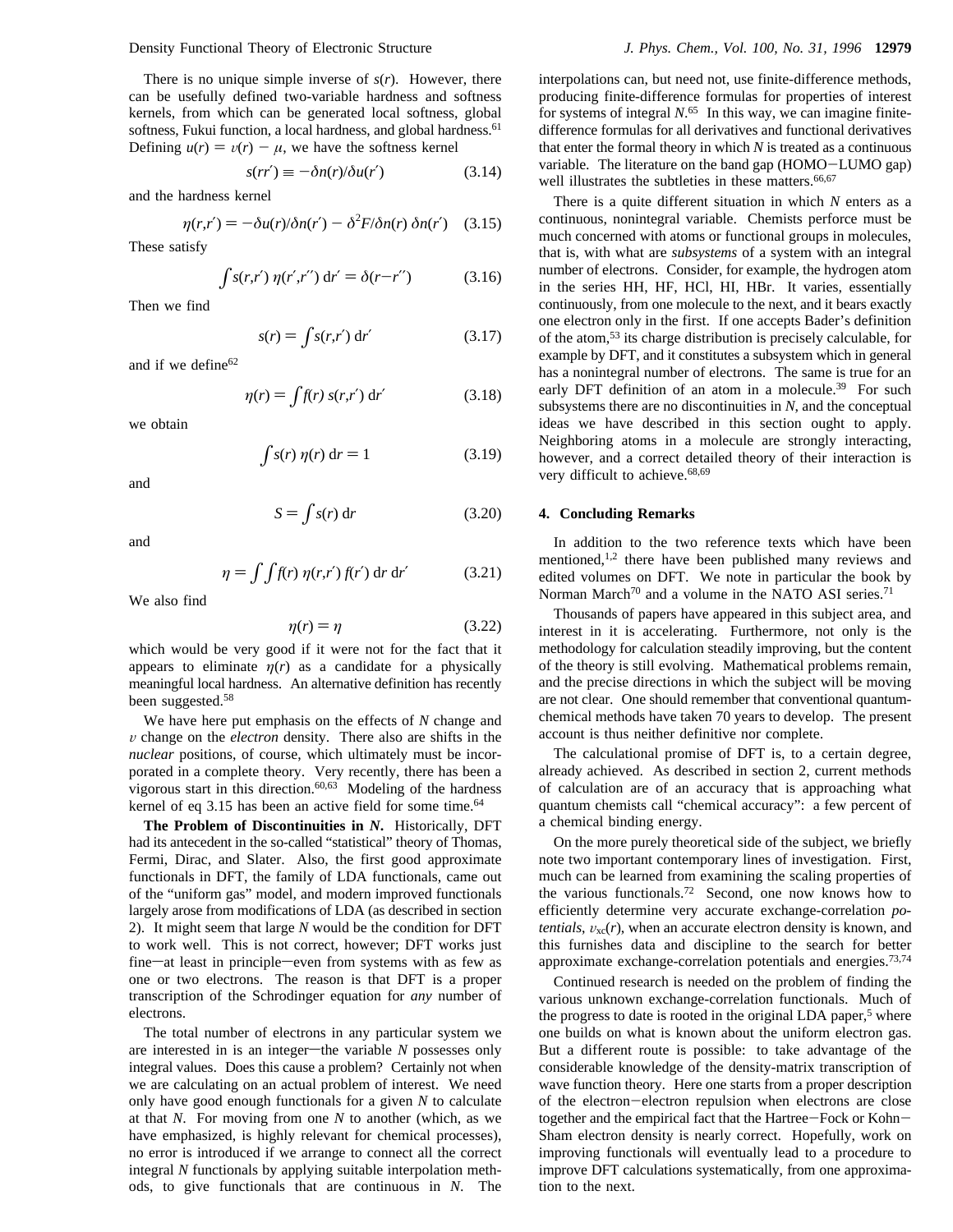There is no unique simple inverse of $s(r)$. However, there can be usefully defined two-variable hardness and softness kernels, from which can be generated local softness, global softness, Fukui function, a local hardness, and global hardness.[61] Defining $u(r) = v(r) - \mu$, we have the softness kernel

$$s(rr') \equiv -\delta n(r)/\delta u(r') \tag{3.14}$$

and the hardness kernel

$$\eta(r,r') = -\delta u(r)/\delta n(r') - \delta^2 F/\delta n(r)\, \delta n(r') \tag{3.15}$$

These satisfy

$$\int s(r,r')\, \eta(r',r'')\, \mathrm{d}r' = \delta(r-r'') \tag{3.16}$$

Then we find

$$s(r) = \int s(r,r')\, \mathrm{d}r' \tag{3.17}$$

and if we define[62]

$$\eta(r) = \int f(r)\, s(r,r')\, \mathrm{d}r' \tag{3.18}$$

we obtain

$$\int s(r)\, \eta(r)\, \mathrm{d}r = 1 \tag{3.19}$$

and

$$S = \int s(r)\, \mathrm{d}r \tag{3.20}$$

and

$$\eta = \int \int f(r)\, \eta(r,r')\, f(r')\, \mathrm{d}r\, \mathrm{d}r' \tag{3.21}$$

We also find

$$\eta(r) = \eta \tag{3.22}$$

which would be very good if it were not for the fact that it appears to eliminate $\eta(r)$ as a candidate for a physically meaningful local hardness. An alternative definition has recently been suggested.[58]

We have here put emphasis on the effects of $N$ change and $v$ change on the *electron* density. There also are shifts in the *nuclear* positions, of course, which ultimately must be incorporated in a complete theory. Very recently, there has been a vigorous start in this direction.[60,63] Modeling of the hardness kernel of eq 3.15 has been an active field for some time.[64]

**The Problem of Discontinuities in $N$.** Historically, DFT had its antecedent in the so-called "statistical" theory of Thomas, Fermi, Dirac, and Slater. Also, the first good approximate functionals in DFT, the family of LDA functionals, came out of the "uniform gas" model, and modern improved functionals largely arose from modifications of LDA (as described in section 2). It might seem that large $N$ would be the condition for DFT to work well. This is not correct, however; DFT works just fine—at least in principle—even from systems with as few as one or two electrons. The reason is that DFT is a proper transcription of the Schrodinger equation for *any* number of electrons.

The total number of electrons in any particular system we are interested in is an integer—the variable $N$ possesses only integral values. Does this cause a problem? Certainly not when we are calculating on an actual problem of interest. We need only have good enough functionals for a given $N$ to calculate at that $N$. For moving from one $N$ to another (which, as we have emphasized, is highly relevant for chemical processes), no error is introduced if we arrange to connect all the correct integral $N$ functionals by applying suitable interpolation methods, to give functionals that are continuous in $N$. The interpolations can, but need not, use finite-difference methods, producing finite-difference formulas for properties of interest for systems of integral $N$.[65] In this way, we can imagine finite-difference formulas for all derivatives and functional derivatives that enter the formal theory in which $N$ is treated as a continuous variable. The literature on the band gap (HOMO−LUMO gap) well illustrates the subtleties in these matters.[66,67]

There is a quite different situation in which $N$ enters as a continuous, nonintegral variable. Chemists perforce must be much concerned with atoms or functional groups in molecules, that is, with what are *subsystems* of a system with an integral number of electrons. Consider, for example, the hydrogen atom in the series HH, HF, HCl, HI, HBr. It varies, essentially continuously, from one molecule to the next, and it bears exactly one electron only in the first. If one accepts Bader's definition of the atom,[53] its charge distribution is precisely calculable, for example by DFT, and it constitutes a subsystem which in general has a nonintegral number of electrons. The same is true for an early DFT definition of an atom in a molecule.[39] For such subsystems there are no discontinuities in $N$, and the conceptual ideas we have described in this section ought to apply. Neighboring atoms in a molecule are strongly interacting, however, and a correct detailed theory of their interaction is very difficult to achieve.[68,69]

## 4. Concluding Remarks

In addition to the two reference texts which have been mentioned,[1,2] there have been published many reviews and edited volumes on DFT. We note in particular the book by Norman March[70] and a volume in the NATO ASI series.[71]

Thousands of papers have appeared in this subject area, and interest in it is accelerating. Furthermore, not only is the methodology for calculation steadily improving, but the content of the theory is still evolving. Mathematical problems remain, and the precise directions in which the subject will be moving are not clear. One should remember that conventional quantum-chemical methods have taken 70 years to develop. The present account is thus neither definitive nor complete.

The calculational promise of DFT is, to a certain degree, already achieved. As described in section 2, current methods of calculation are of an accuracy that is approaching what quantum chemists call "chemical accuracy": a few percent of a chemical binding energy.

On the more purely theoretical side of the subject, we briefly note two important contemporary lines of investigation. First, much can be learned from examining the scaling properties of the various functionals.[72] Second, one now knows how to efficiently determine very accurate exchange-correlation *potentials*, $v_{xc}(r)$, when an accurate electron density is known, and this furnishes data and discipline to the search for better approximate exchange-correlation potentials and energies.[73,74]

Continued research is needed on the problem of finding the various unknown exchange-correlation functionals. Much of the progress to date is rooted in the original LDA paper,[5] where one builds on what is known about the uniform electron gas. But a different route is possible: to take advantage of the considerable knowledge of the density-matrix transcription of wave function theory. Here one starts from a proper description of the electron−electron repulsion when electrons are close together and the empirical fact that the Hartree−Fock or Kohn−Sham electron density is nearly correct. Hopefully, work on improving functionals will eventually lead to a procedure to improve DFT calculations systematically, from one approximation to the next.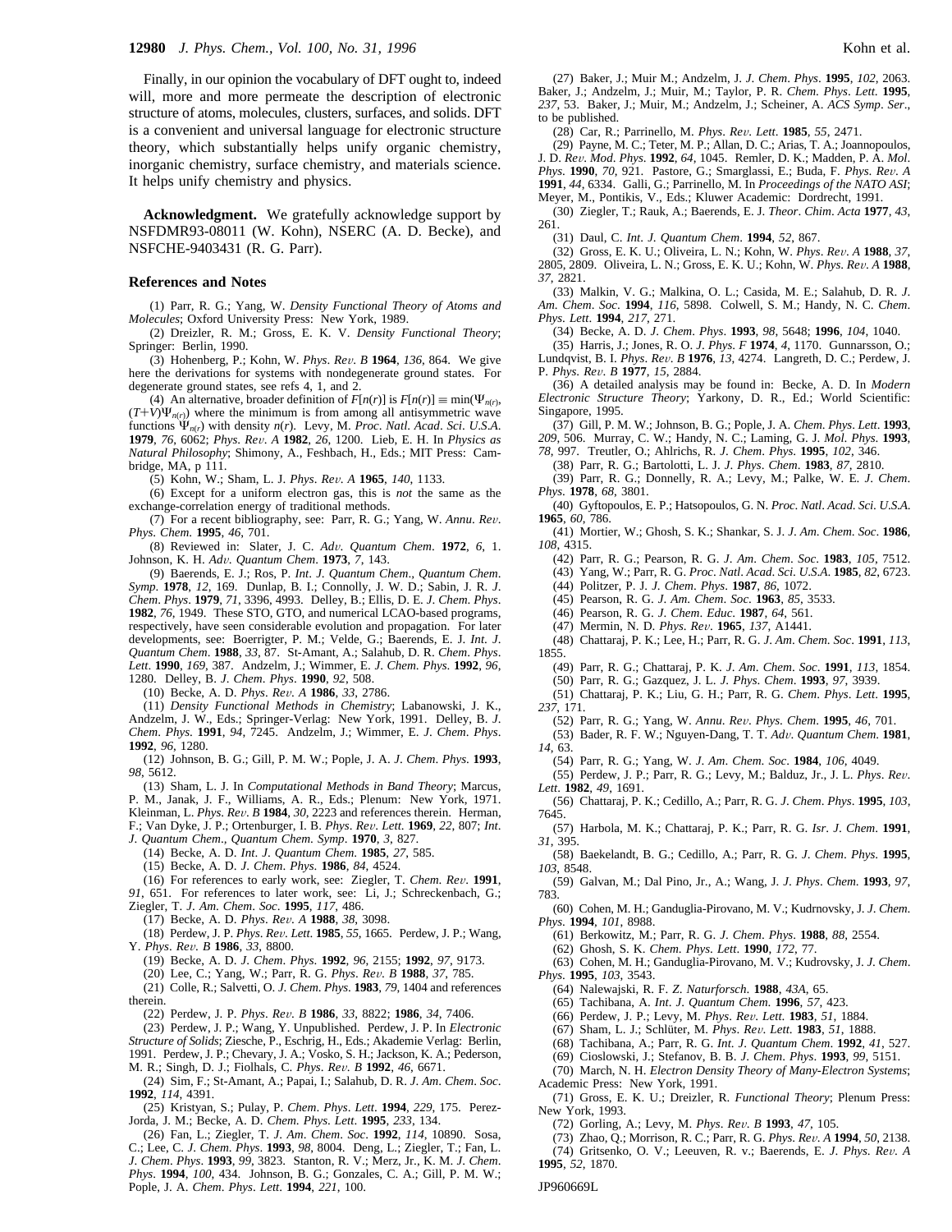Finally, in our opinion the vocabulary of DFT ought to, indeed will, more and more permeate the description of electronic structure of atoms, molecules, clusters, surfaces, and solids. DFT is a convenient and universal language for electronic structure theory, which substantially helps unify organic chemistry, inorganic chemistry, surface chemistry, and materials science. It helps unify chemistry and physics.

**Acknowledgment.** We gratefully acknowledge support by NSFDMR93-08011 (W. Kohn), NSERC (A. D. Becke), and NSFCHE-9403431 (R. G. Parr).

### References and Notes

(1) Parr, R. G.; Yang, W. *Density Functional Theory of Atoms and Molecules*; Oxford University Press: New York, 1989.

(2) Dreizler, R. M.; Gross, E. K. V. *Density Functional Theory*; Springer: Berlin, 1990.

(3) Hohenberg, P.; Kohn, W. *Phys. Rev. B* **1964**, *136*, 864. We give here the derivations for systems with nondegenerate ground states. For degenerate ground states, see refs 4, 1, and 2.

(4) An alternative, broader definition of $F[n(r)]$ is $F[n(r)] \equiv \min(\Psi_{n(r)}, (T+V)\Psi_{n(r)})$ where the minimum is from among all antisymmetric wave functions $\Psi_{n(r)}$ with density $n(r)$. Levy, M. *Proc. Natl. Acad. Sci. U.S.A.* **1979**, *76*, 6062; *Phys. Rev. A* **1982**, *26*, 1200. Lieb, E. H. In *Physics as Natural Philosophy*; Shimony, A., Feshbach, H., Eds.; MIT Press: Cambridge, MA, p 111.

(5) Kohn, W.; Sham, L. J. *Phys. Rev. A* **1965**, *140*, 1133.

(6) Except for a uniform electron gas, this is *not* the same as the exchange-correlation energy of traditional methods.

(7) For a recent bibliography, see: Parr, R. G.; Yang, W. *Annu. Rev. Phys. Chem.* **1995**, *46*, 701.

(8) Reviewed in: Slater, J. C. *Adv. Quantum Chem.* **1972**, *6*, 1. Johnson, K. H. *Adv. Quantum Chem.* **1973**, *7*, 143.

(9) Baerends, E. J.; Ros, P. *Int. J. Quantum Chem., Quantum Chem. Symp.* **1978**, *12*, 169. Dunlap, B. I.; Connolly, J. W. D.; Sabin, J. R. *J. Chem. Phys.* **1979**, *71*, 3396, 4993. Delley, B.; Ellis, D. E. *J. Chem. Phys.* **1982**, *76*, 1949. These STO, GTO, and numerical LCAO-based programs, respectively, have seen considerable evolution and propagation. For later developments, see: Boerrigter, P. M.; Velde, G.; Baerends, E. J. *Int. J. Quantum Chem.* **1988**, *33*, 87. St-Amant, A.; Salahub, D. R. *Chem. Phys. Lett.* **1990**, *169*, 387. Andzelm, J.; Wimmer, E. *J. Chem. Phys.* **1992**, *96*, 1280. Delley, B. *J. Chem. Phys.* **1990**, *92*, 508.

(10) Becke, A. D. *Phys. Rev. A* **1986**, *33*, 2786.

(11) *Density Functional Methods in Chemistry*; Labanowski, J. K., Andzelm, J. W., Eds.; Springer-Verlag: New York, 1991. Delley, B. *J. Chem. Phys.* **1991**, *94*, 7245. Andzelm, J.; Wimmer, E. *J. Chem. Phys.* **1992**, *96*, 1280.

(12) Johnson, B. G.; Gill, P. M. W.; Pople, J. A. *J. Chem. Phys.* **1993**, *98*, 5612.

(13) Sham, L. J. In *Computational Methods in Band Theory*; Marcus, P. M., Janak, J. F., Williams, A. R., Eds.; Plenum: New York, 1971. Kleinman, L. *Phys. Rev. B* **1984**, *30*, 2223 and references therein. Herman, F.; Van Dyke, J. P.; Ortenburger, I. B. *Phys. Rev. Lett.* **1969**, *22*, 807; *Int. J. Quantum Chem., Quantum Chem. Symp.* **1970**, *3*, 827.

(14) Becke, A. D. *Int. J. Quantum Chem.* **1985**, *27*, 585.

(15) Becke, A. D. *J. Chem. Phys.* **1986**, *84*, 4524.

(16) For references to early work, see: Ziegler, T. *Chem. Rev.* **1991**, *91*, 651. For references to later work, see: Li, J.; Schreckenbach, G.; Ziegler, T. *J. Am. Chem. Soc.* **1995**, *117*, 486.

(17) Becke, A. D. *Phys. Rev. A* **1988**, *38*, 3098.

(18) Perdew, J. P. *Phys. Rev. Lett.* **1985**, *55*, 1665. Perdew, J. P.; Wang, Y. *Phys. Rev. B* **1986**, *33*, 8800.

(19) Becke, A. D. *J. Chem. Phys.* **1992**, *96*, 2155; **1992**, *97*, 9173.

(20) Lee, C.; Yang, W.; Parr, R. G. *Phys. Rev. B* **1988**, *37*, 785.

(21) Colle, R.; Salvetti, O. *J. Chem. Phys.* **1983**, *79*, 1404 and references therein.

(22) Perdew, J. P. *Phys. Rev. B* **1986**, *33*, 8822; **1986**, *34*, 7406.

(23) Perdew, J. P.; Wang, Y. Unpublished. Perdew, J. P. In *Electronic Structure of Solids*; Ziesche, P., Eschrig, H., Eds.; Akademie Verlag: Berlin, 1991. Perdew, J. P.; Chevary, J. A.; Vosko, S. H.; Jackson, K. A.; Pederson, M. R.; Singh, D. J.; Fiolhals, C. *Phys. Rev. B* **1992**, *46*, 6671.

(24) Sim, F.; St-Amant, A.; Papai, I.; Salahub, D. R. *J. Am. Chem. Soc.* **1992**, *114*, 4391.

(25) Kristyan, S.; Pulay, P. *Chem. Phys. Lett.* **1994**, *229*, 175. Perez-Jorda, J. M.; Becke, A. D. *Chem. Phys. Lett.* **1995**, *233*, 134.

(26) Fan, L.; Ziegler, T. *J. Am. Chem. Soc.* **1992**, *114*, 10890. Sosa, C.; Lee, C. *J. Chem. Phys.* **1993**, *98*, 8004. Deng, L.; Ziegler, T.; Fan, L. *J. Chem. Phys.* **1993**, *99*, 3823. Stanton, R. V.; Merz, Jr., K. M. *J. Chem. Phys.* **1994**, *100*, 434. Johnson, B. G.; Gonzales, C. A.; Gill, P. M. W.; Pople, J. A. *Chem. Phys. Lett.* **1994**, *221*, 100.

(27) Baker, J.; Muir M.; Andzelm, J. *J. Chem. Phys.* **1995**, *102*, 2063. Baker, J.; Andzelm, J.; Muir, M.; Taylor, P. R. *Chem. Phys. Lett.* **1995**, *237*, 53. Baker, J.; Muir, M.; Andzelm, J.; Scheiner, A. *ACS Symp. Ser.*, to be published.

(28) Car, R.; Parrinello, M. *Phys. Rev. Lett.* **1985**, *55*, 2471.

(29) Payne, M. C.; Teter, M. P.; Allan, D. C.; Arias, T. A.; Joannopoulos, J. D. *Rev. Mod. Phys.* **1992**, *64*, 1045. Remler, D. K.; Madden, P. A. *Mol. Phys.* **1990**, *70*, 921. Pastore, G.; Smargiassi, E.; Buda, F. *Phys. Rev. A* **1991**, *44*, 6334. Galli, G.; Parrinello, M. In *Proceedings of the NATO ASI*; Meyer, M., Pontikis, V., Eds.; Kluwer Academic: Dordrecht, 1991.

(30) Ziegler, T.; Rauk, A.; Baerends, E. J. *Theor. Chim. Acta* **1977**, *43*, 261.

(31) Daul, C. *Int. J. Quantum Chem.* **1994**, *52*, 867.

(32) Gross, E. K. U.; Oliveira, L. N.; Kohn, W. *Phys. Rev. A* **1988**, *37*, 2805, 2809. Oliveira, L. N.; Gross, E. K. U.; Kohn, W. *Phys. Rev. A* **1988**, *37*, 2821.

(33) Malkin, V. G.; Malkina, O. L.; Casida, M. E.; Salahub, D. R. *J. Am. Chem. Soc.* **1994**, *116*, 5898. Colwell, S. M.; Handy, N. C. *Chem. Phys. Lett.* **1994**, *217*, 271.

(34) Becke, A. D. *J. Chem. Phys.* **1993**, *98*, 5648; **1996**, *104*, 1040.

(35) Harris, J.; Jones, R. O. *J. Phys. F* **1974**, *4*, 1170. Gunnarsson, O.; Lundqvist, B. I. *Phys. Rev. B* **1976**, *13*, 4274. Langreth, D. C.; Perdew, J. P. *Phys. Rev. B* **1977**, *15*, 2884.

(36) A detailed analysis may be found in: Becke, A. D. In *Modern Electronic Structure Theory*; Yarkony, D. R., Ed.; World Scientific: Singapore, 1995.

(37) Gill, P. M. W.; Johnson, B. G.; Pople, J. A. *Chem. Phys. Lett.* **1993**, *209*, 506. Murray, C. W.; Handy, N. C.; Laming, G. J. *Mol. Phys.* **1993**, *78*, 997. Treutler, O.; Ahlrichs, R. *J. Chem. Phys.* **1995**, *102*, 346.

(38) Parr, R. G.; Bartolotti, L. J. *J. Phys. Chem.* **1983**, *87*, 2810.

(39) Parr, R. G.; Donnelly, R. A.; Levy, M.; Palke, W. E. *J. Chem. Phys.* **1978**, *68*, 3801.

(40) Gyftopoulos, E. P.; Hatsopoulos, G. N. *Proc. Natl. Acad. Sci. U.S.A.* **1965**, *60*, 786.

(41) Mortier, W.; Ghosh, S. K.; Shankar, S. J. *J. Am. Chem. Soc.* **1986**, *108*, 4315.

(42) Parr, R. G.; Pearson, R. G. *J. Am. Chem. Soc.* **1983**, *105*, 7512.

(43) Yang, W.; Parr, R. G. *Proc. Natl. Acad. Sci. U.S.A.* **1985**, *82*, 6723.

(44) Politzer, P. J. *J. Chem. Phys.* **1987**, *86*, 1072.

(45) Pearson, R. G. *J. Am. Chem. Soc.* **1963**, *85*, 3533.

(46) Pearson, R. G. *J. Chem. Educ.* **1987**, *64*, 561.

(47) Mermin, N. D. *Phys. Rev.* **1965**, *137*, A1441.

(48) Chattaraj, P. K.; Lee, H.; Parr, R. G. *J. Am. Chem. Soc.* **1991**, *113*, 1855.

(49) Parr, R. G.; Chattaraj, P. K. *J. Am. Chem. Soc.* **1991**, *113*, 1854.

(50) Parr, R. G.; Gazquez, J. L. *J. Phys. Chem.* **1993**, *97*, 3939.

(51) Chattaraj, P. K.; Liu, G. H.; Parr, R. G. *Chem. Phys. Lett.* **1995**, *237*, 171.

(52) Parr, R. G.; Yang, W. *Annu. Rev. Phys. Chem.* **1995**, *46*, 701.

(53) Bader, R. F. W.; Nguyen-Dang, T. T. *Adv. Quantum Chem.* **1981**, *14*, 63.

(54) Parr, R. G.; Yang, W. *J. Am. Chem. Soc.* **1984**, *106*, 4049.

(55) Perdew, J. P.; Parr, R. G.; Levy, M.; Balduz, Jr., J. L. *Phys. Rev. Lett.* **1982**, *49*, 1691.

(56) Chattaraj, P. K.; Cedillo, A.; Parr, R. G. *J. Chem. Phys.* **1995**, *103*, 7645.

(57) Harbola, M. K.; Chattaraj, P. K.; Parr, R. G. *Isr. J. Chem.* **1991**, *31*, 395.

(58) Baekelandt, B. G.; Cedillo, A.; Parr, R. G. *J. Chem. Phys.* **1995**, *103*, 8548.

(59) Galvan, M.; Dal Pino, Jr., A.; Wang, J. *J. Phys. Chem.* **1993**, *97*, 783.

(60) Cohen, M. H.; Ganduglia-Pirovano, M. V.; Kudrnovsky, J. *J. Chem. Phys.* **1994**, *101*, 8988.

(61) Berkowitz, M.; Parr, R. G. *J. Chem. Phys.* **1988**, *88*, 2554.

(62) Ghosh, S. K. *Chem. Phys. Lett.* **1990**, *172*, 77.

(63) Cohen, M. H.; Ganduglia-Pirovano, M. V.; Kudrovsky, J. *J. Chem. Phys.* **1995**, *103*, 3543.

(64) Nalewajski, R. F. *Z. Naturforsch.* **1988**, *43A*, 65.

(65) Tachibana, A. *Int. J. Quantum Chem.* **1996**, *57*, 423.

(66) Perdew, J. P.; Levy, M. *Phys. Rev. Lett.* **1983**, *51*, 1884.

(67) Sham, L. J.; Schlüter, M. *Phys. Rev. Lett.* **1983**, *51*, 1888.

(68) Tachibana, A.; Parr, R. G. *Int. J. Quantum Chem.* **1992**, *41*, 527.

(69) Cioslowski, J.; Stefanov, B. B. *J. Chem. Phys.* **1993**, *99*, 5151.

(70) March, N. H. *Electron Density Theory of Many-Electron Systems*; Academic Press: New York, 1991.

(71) Gross, E. K. U.; Dreizler, R. *Functional Theory*; Plenum Press: New York, 1993.

(72) Gorling, A.; Levy, M. *Phys. Rev. B* **1993**, *47*, 105.

(73) Zhao, Q.; Morrison, R. C.; Parr, R. G. *Phys. Rev. A* **1994**, *50*, 2138.

(74) Gritsenko, O. V.; Leeuwen, R. v.; Baerends, E. *J. Phys. Rev. A* **1995**, *52*, 1870.

JP960669L